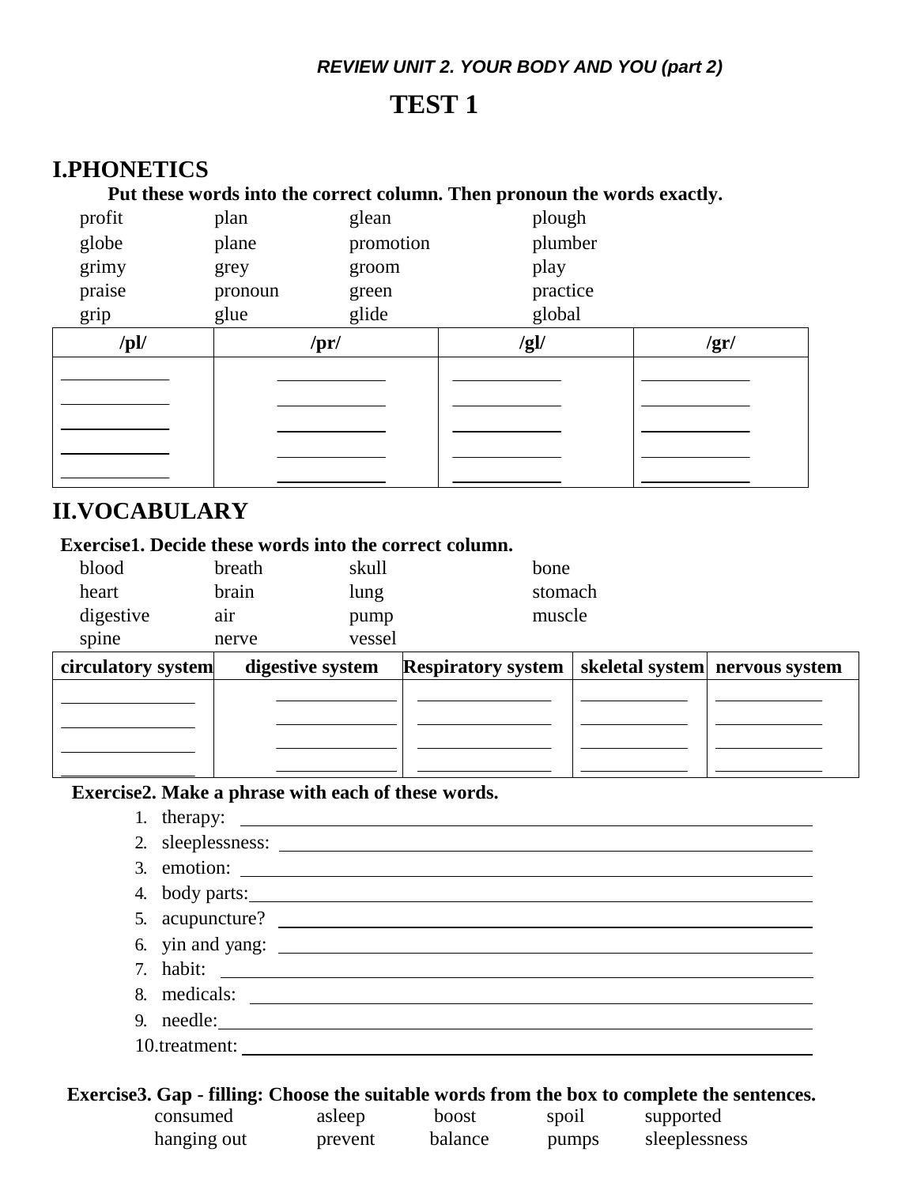*REVIEW UNIT 2. YOUR BODY AND YOU (part 2)*

# TEST 1

## I.PHONETICS

**Put these words into the correct column. Then pronoun the words exactly.**

| | | | |
|---|---|---|---|
| profit | plan | glean | plough |
| globe | plane | promotion | plumber |
| grimy | grey | groom | play |
| praise | pronoun | green | practice |
| grip | glue | glide | global |

| /pl/ | /pr/ | /gl/ | /gr/ |
|---|---|---|---|
| ___________ | ___________ | ___________ | ___________ |
| ___________ | ___________ | ___________ | ___________ |
| ___________ | ___________ | ___________ | ___________ |
| ___________ | ___________ | ___________ | ___________ |
| ___________ | ___________ | ___________ | ___________ |

## II.VOCABULARY

**Exercise1. Decide these words into the correct column.**

| | | | |
|---|---|---|---|
| blood | breath | skull | bone |
| heart | brain | lung | stomach |
| digestive | air | pump | muscle |
| spine | nerve | vessel | |

| circulatory system | digestive system | Respiratory system | skeletal system | nervous system |
|---|---|---|---|---|
| ___________ | ___________ | ___________ | ___________ | ___________ |
| ___________ | ___________ | ___________ | ___________ | ___________ |
| ___________ | ___________ | ___________ | ___________ | ___________ |
| ___________ | ___________ | ___________ | ___________ | ___________ |

**Exercise2. Make a phrase with each of these words.**

1. therapy: ____________________________________________
2. sleeplessness: ____________________________________________
3. emotion: ____________________________________________
4. body parts: ____________________________________________
5. acupuncture? ____________________________________________
6. yin and yang: ____________________________________________
7. habit: ____________________________________________
8. medicals: ____________________________________________
9. needle: ____________________________________________
10. treatment: ____________________________________________

**Exercise3. Gap - filling: Choose the suitable words from the box to complete the sentences.**

| | | | | |
|---|---|---|---|---|
| consumed | asleep | boost | spoil | supported |
| hanging out | prevent | balance | pumps | sleeplessness |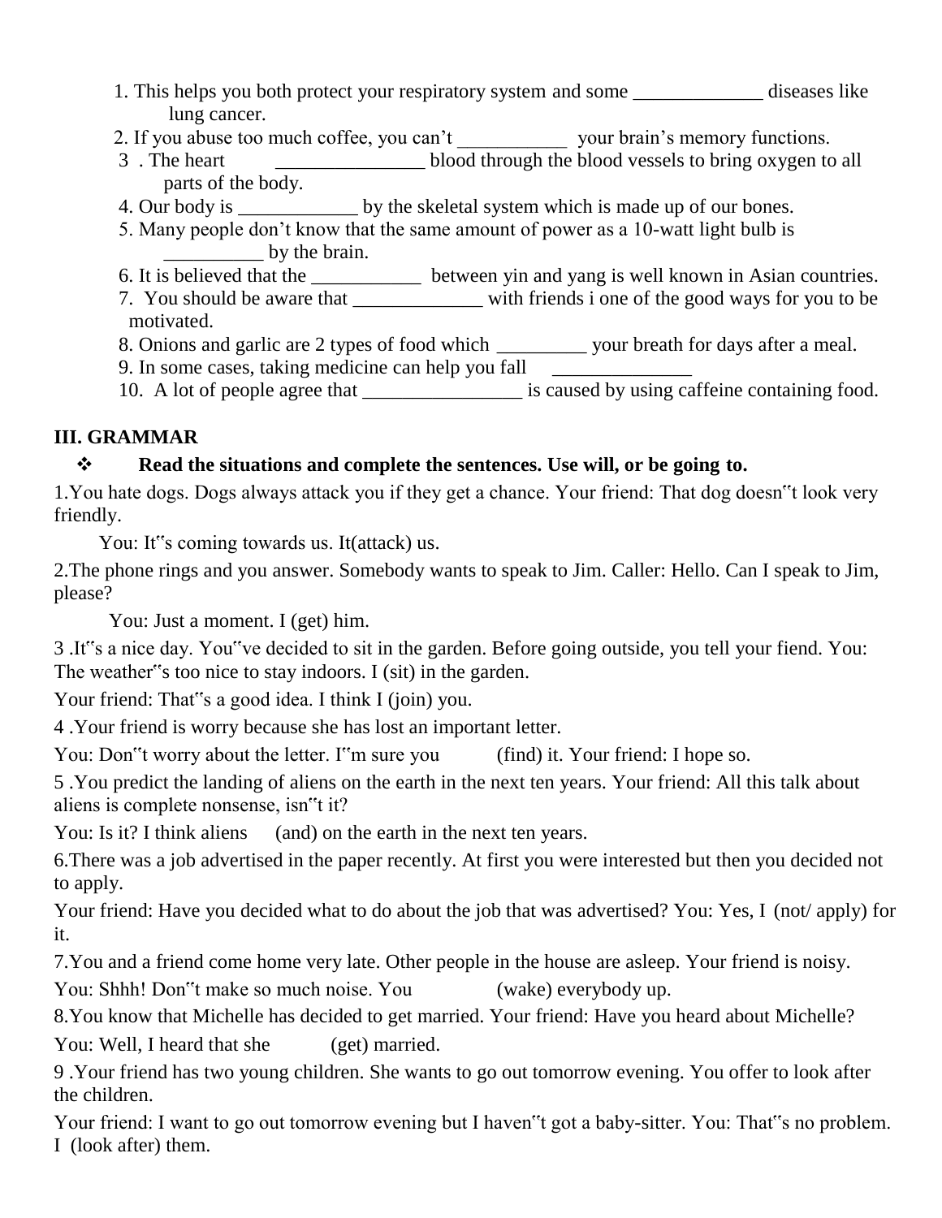1. This helps you both protect your respiratory system and some _____________ diseases like lung cancer.
2. If you abuse too much coffee, you can't ___________ your brain's memory functions.
3. The heart _______________ blood through the blood vessels to bring oxygen to all parts of the body.
4. Our body is ____________ by the skeletal system which is made up of our bones.
5. Many people don't know that the same amount of power as a 10-watt light bulb is __________ by the brain.
6. It is believed that the ___________ between yin and yang is well known in Asian countries.
7. You should be aware that _____________ with friends i one of the good ways for you to be motivated.
8. Onions and garlic are 2 types of food which _________ your breath for days after a meal.
9. In some cases, taking medicine can help you fall ______________
10. A lot of people agree that ________________ is caused by using caffeine containing food.

## III. GRAMMAR

❖ **Read the situations and complete the sentences. Use will, or be going to.**

1.You hate dogs. Dogs always attack you if they get a chance. Your friend: That dog doesn"t look very friendly.

You: It"s coming towards us. It(attack) us.

2.The phone rings and you answer. Somebody wants to speak to Jim. Caller: Hello. Can I speak to Jim, please?

You: Just a moment. I (get) him.

3 .It"s a nice day. You"ve decided to sit in the garden. Before going outside, you tell your fiend. You: The weather"s too nice to stay indoors. I (sit) in the garden.

Your friend: That"s a good idea. I think I (join) you.

4 .Your friend is worry because she has lost an important letter.

You: Don"t worry about the letter. I"m sure you (find) it. Your friend: I hope so.

5 .You predict the landing of aliens on the earth in the next ten years. Your friend: All this talk about aliens is complete nonsense, isn"t it?

You: Is it? I think aliens (and) on the earth in the next ten years.

6.There was a job advertised in the paper recently. At first you were interested but then you decided not to apply.

Your friend: Have you decided what to do about the job that was advertised? You: Yes, I (not/ apply) for it.

7.You and a friend come home very late. Other people in the house are asleep. Your friend is noisy.

You: Shhh! Don"t make so much noise. You (wake) everybody up.

8.You know that Michelle has decided to get married. Your friend: Have you heard about Michelle?

You: Well, I heard that she (get) married.

9 .Your friend has two young children. She wants to go out tomorrow evening. You offer to look after the children.

Your friend: I want to go out tomorrow evening but I haven"t got a baby-sitter. You: That"s no problem. I (look after) them.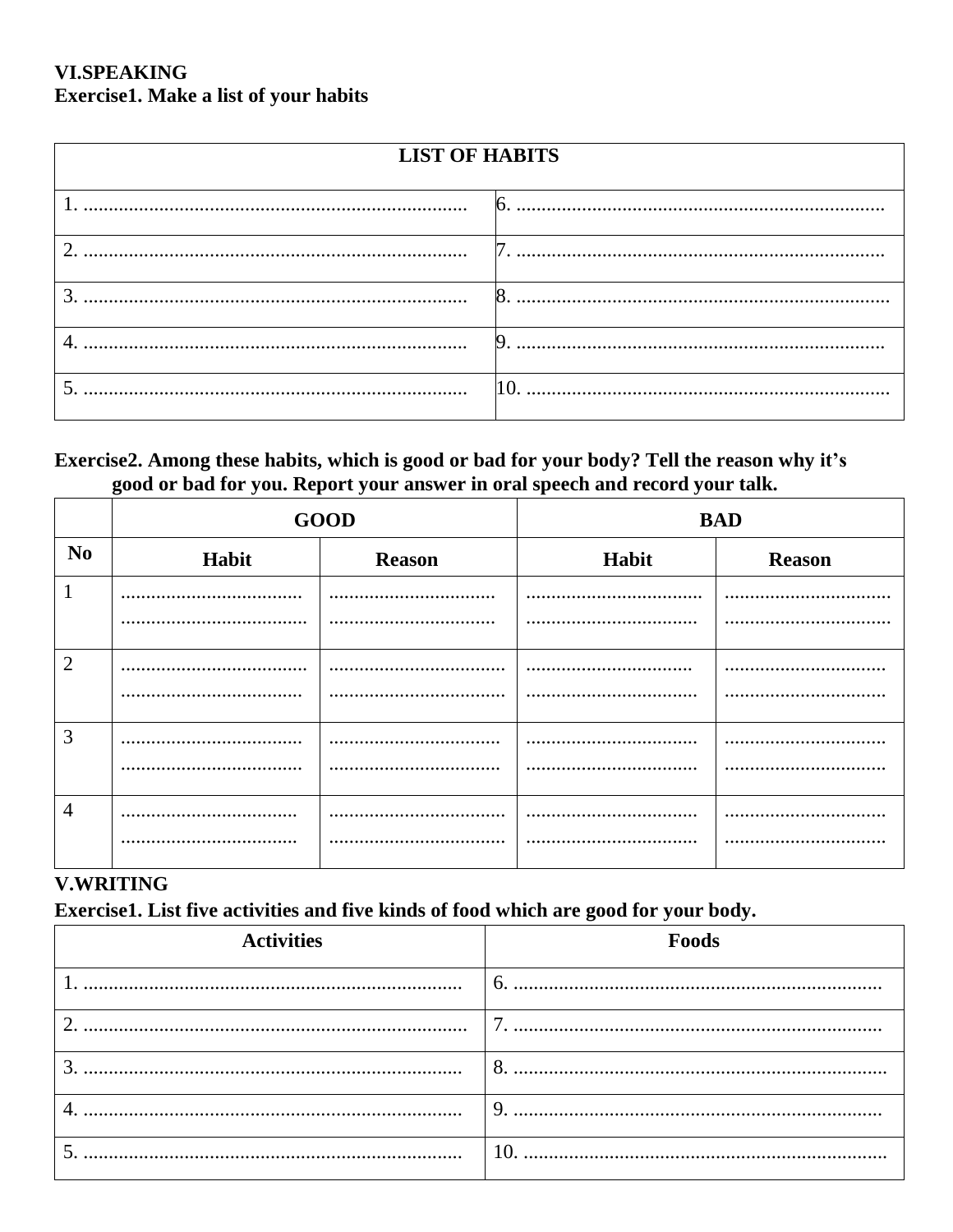**VI.SPEAKING**

**Exercise1. Make a list of your habits**

| LIST OF HABITS | |
|---|---|
| 1. ........................................................................... | 6. ........................................................................ |
| 2. ........................................................................... | 7. ........................................................................ |
| 3. ........................................................................... | 8. ......................................................................... |
| 4. ........................................................................... | 9. ........................................................................ |
| 5. ........................................................................... | 10. ....................................................................... |

**Exercise2. Among these habits, which is good or bad for your body? Tell the reason why it's good or bad for you. Report your answer in oral speech and record your talk.**

| | GOOD | | BAD | |
|---|---|---|---|---|
| **No** | **Habit** | **Reason** | **Habit** | **Reason** |
| 1 | .................................... ..................................... | ................................. ................................. | ................................... .................................. | ................................. ................................. |
| 2 | ..................................... .................................... | ................................... ................................... | ................................ .................................. | ................................ ................................ |
| 3 | .................................... .................................... | .................................. .................................. | .................................. .................................. | ................................ ................................ |
| 4 | ................................... ................................... | ................................... ................................... | .................................. .................................. | ................................ ................................ |

**V.WRITING**

**Exercise1. List five activities and five kinds of food which are good for your body.**

| Activities | Foods |
|---|---|
| 1. ........................................................................... | 6. ........................................................................ |
| 2. ........................................................................... | 7. ........................................................................ |
| 3. .......................................................................... | 8. ......................................................................... |
| 4. ........................................................................... | 9. ........................................................................ |
| 5. ........................................................................... | 10. ....................................................................... |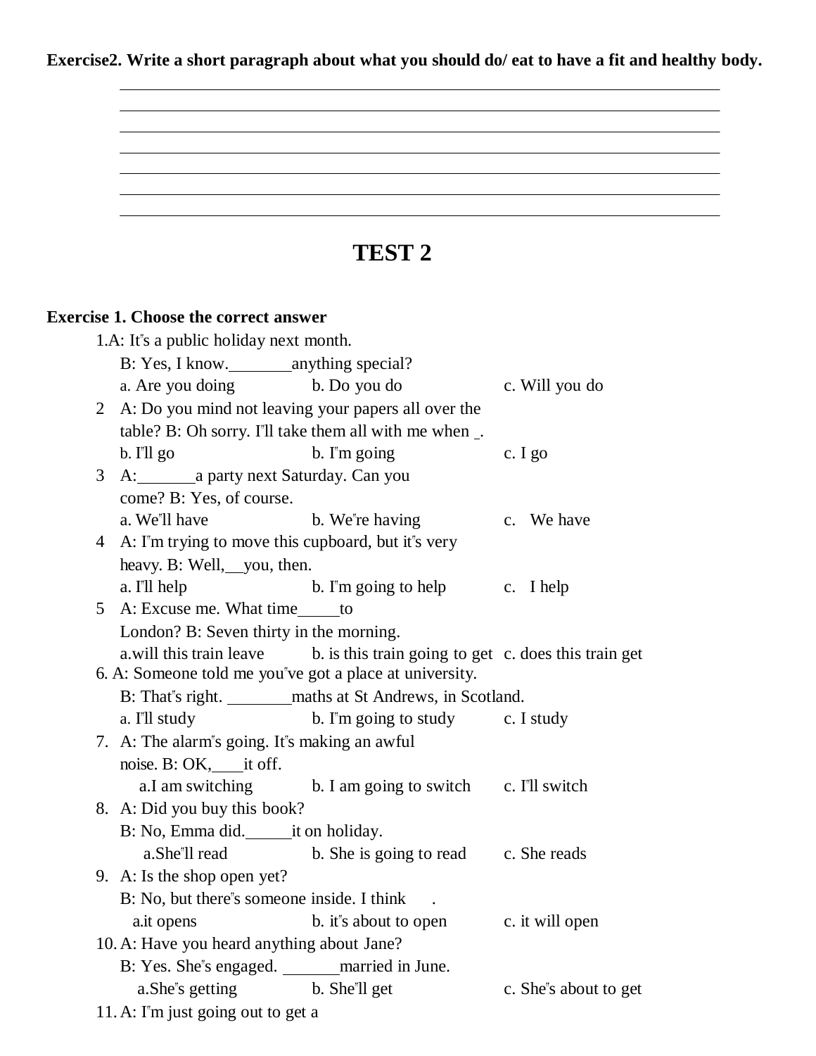**Exercise2. Write a short paragraph about what you should do/ eat to have a fit and healthy body.**

______________________________________________________________________________
______________________________________________________________________________
______________________________________________________________________________
______________________________________________________________________________
______________________________________________________________________________
______________________________________________________________________________
______________________________________________________________________________

# TEST 2

**Exercise 1. Choose the correct answer**

1.A: It"s a public holiday next month.
B: Yes, I know.________anything special?
a. Are you doing    b. Do you do    c. Will you do

2 A: Do you mind not leaving your papers all over the table? B: Oh sorry. I"ll take them all with me when _.
b. I"ll go    b. I"m going    c. I go

3 A:_______a party next Saturday. Can you come? B: Yes, of course.
a. We"ll have    b. We"re having    c. We have

4 A: I"m trying to move this cupboard, but it"s very heavy. B: Well,__you, then.
a. I"ll help    b. I"m going to help    c. I help

5 A: Excuse me. What time_____to London? B: Seven thirty in the morning.
a.will this train leave    b. is this train going to get    c. does this train get

6. A: Someone told me you"ve got a place at university.
B: That"s right. ________maths at St Andrews, in Scotland.
a. I"ll study    b. I"m going to study    c. I study

7. A: The alarm"s going. It"s making an awful noise. B: OK,____it off.
a.I am switching    b. I am going to switch    c. I"ll switch

8. A: Did you buy this book?
B: No, Emma did.______it on holiday.
a.She"ll read    b. She is going to read    c. She reads

9. A: Is the shop open yet?
B: No, but there"s someone inside. I think ___.
a.it opens    b. it"s about to open    c. it will open

10. A: Have you heard anything about Jane?
B: Yes. She"s engaged. _______married in June.
a.She"s getting    b. She"ll get    c. She"s about to get

11. A: I"m just going out to get a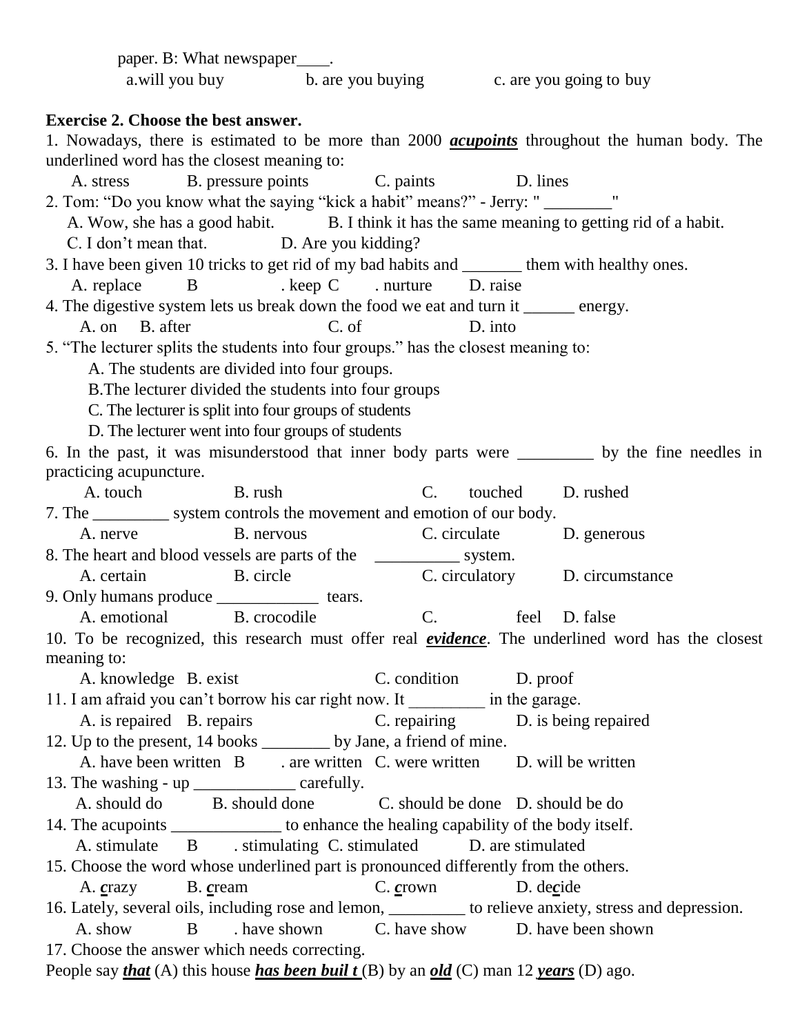paper. B: What newspaper____.

a.will you buy b. are you buying c. are you going to buy

**Exercise 2. Choose the best answer.**

1. Nowadays, there is estimated to be more than 2000 ***acupoints*** throughout the human body. The underlined word has the closest meaning to:

A. stress B. pressure points C. paints D. lines

2. Tom: "Do you know what the saying "kick a habit" means?" - Jerry: " ________"

A. Wow, she has a good habit. B. I think it has the same meaning to getting rid of a habit.

C. I don't mean that. D. Are you kidding?

3. I have been given 10 tricks to get rid of my bad habits and _______ them with healthy ones.

A. replace B . keep C . nurture D. raise

4. The digestive system lets us break down the food we eat and turn it ______ energy.

A. on B. after C. of D. into

5. "The lecturer splits the students into four groups." has the closest meaning to:

A. The students are divided into four groups.

B.The lecturer divided the students into four groups

C. The lecturer is split into four groups of students

D. The lecturer went into four groups of students

6. In the past, it was misunderstood that inner body parts were _________ by the fine needles in practicing acupuncture.

A. touch B. rush C. touched D. rushed

7. The _________ system controls the movement and emotion of our body.

A. nerve B. nervous C. circulate D. generous

8. The heart and blood vessels are parts of the __________ system.

A. certain B. circle C. circulatory D. circumstance

9. Only humans produce ____________ tears.

A. emotional B. crocodile C. feel D. false

10. To be recognized, this research must offer real ***evidence***. The underlined word has the closest meaning to:

A. knowledge B. exist C. condition D. proof

11. I am afraid you can't borrow his car right now. It _________ in the garage.

A. is repaired B. repairs C. repairing D. is being repaired

12. Up to the present, 14 books ________ by Jane, a friend of mine.

A. have been written B . are written C. were written D. will be written

13. The washing - up ____________ carefully.

A. should do B. should done C. should be done D. should be do

14. The acupoints _____________ to enhance the healing capability of the body itself.

A. stimulate B . stimulating C. stimulated D. are stimulated

15. Choose the word whose underlined part is pronounced differently from the others.

A. ***c***razy B. ***c***ream C. ***c***rown D. de***c***ide

16. Lately, several oils, including rose and lemon, _________ to relieve anxiety, stress and depression.

A. show B . have shown C. have show D. have been shown

17. Choose the answer which needs correcting.

People say ***that*** (A) this house ***has been buil t*** (B) by an ***old*** (C) man 12 ***years*** (D) ago.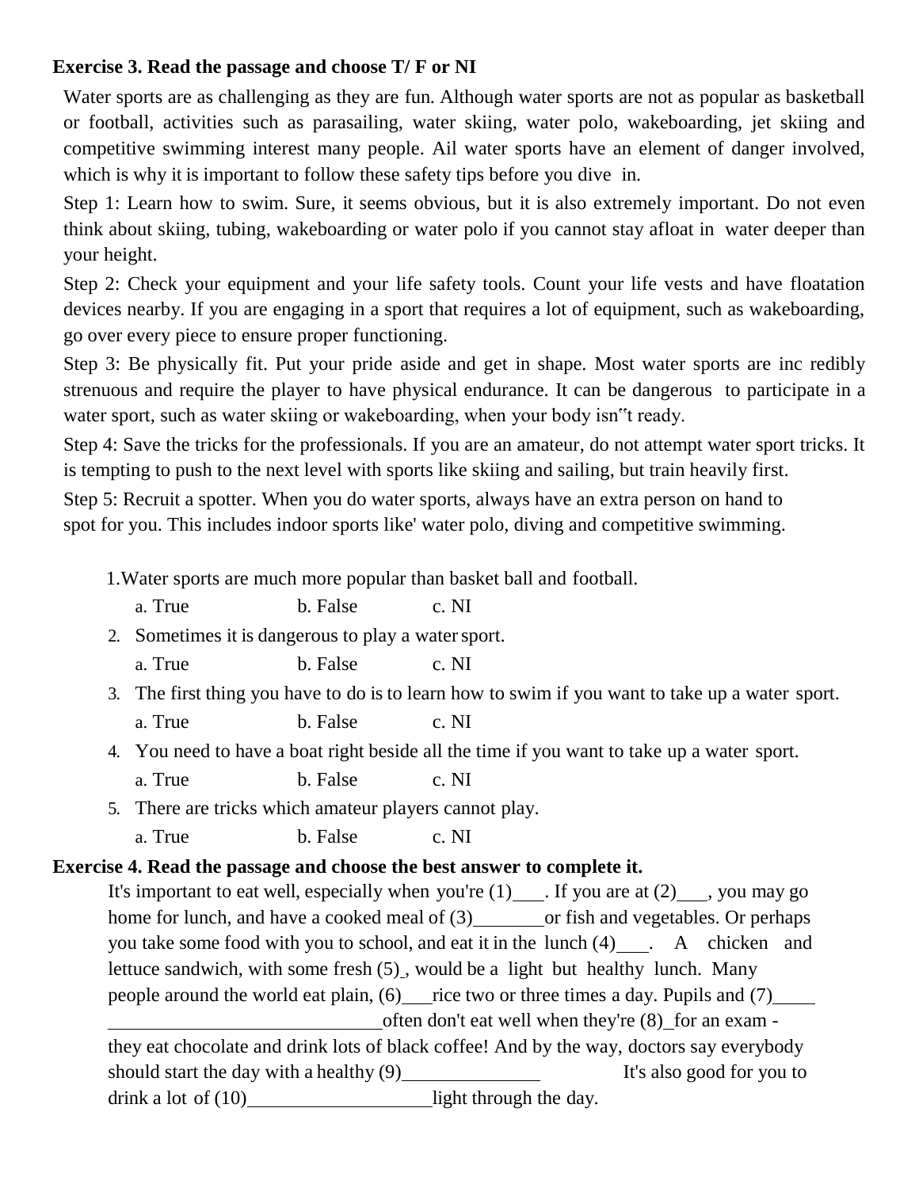**Exercise 3. Read the passage and choose T/ F or NI**

Water sports are as challenging as they are fun. Although water sports are not as popular as basketball or football, activities such as parasailing, water skiing, water polo, wakeboarding, jet skiing and competitive swimming interest many people. Ail water sports have an element of danger involved, which is why it is important to follow these safety tips before you dive in.

Step 1: Learn how to swim. Sure, it seems obvious, but it is also extremely important. Do not even think about skiing, tubing, wakeboarding or water polo if you cannot stay afloat in water deeper than your height.

Step 2: Check your equipment and your life safety tools. Count your life vests and have floatation devices nearby. If you are engaging in a sport that requires a lot of equipment, such as wakeboarding, go over every piece to ensure proper functioning.

Step 3: Be physically fit. Put your pride aside and get in shape. Most water sports are inc redibly strenuous and require the player to have physical endurance. It can be dangerous to participate in a water sport, such as water skiing or wakeboarding, when your body isn‟t ready.

Step 4: Save the tricks for the professionals. If you are an amateur, do not attempt water sport tricks. It is tempting to push to the next level with sports like skiing and sailing, but train heavily first.

Step 5: Recruit a spotter. When you do water sports, always have an extra person on hand to spot for you. This includes indoor sports like' water polo, diving and competitive swimming.

1.Water sports are much more popular than basket ball and football.

a. True b. False c. NI

2. Sometimes it is dangerous to play a water sport.

a. True b. False c. NI

3. The first thing you have to do is to learn how to swim if you want to take up a water sport.

a. True b. False c. NI

4. You need to have a boat right beside all the time if you want to take up a water sport.

a. True b. False c. NI

5. There are tricks which amateur players cannot play.

a. True b. False c. NI

**Exercise 4. Read the passage and choose the best answer to complete it.**

It's important to eat well, especially when you're (1)___. If you are at (2)___, you may go home for lunch, and have a cooked meal of (3)_______or fish and vegetables. Or perhaps you take some food with you to school, and eat it in the lunch (4)___. A chicken and lettuce sandwich, with some fresh (5)_, would be a light but healthy lunch. Many people around the world eat plain, (6)___rice two or three times a day. Pupils and (7)____ ____________________________often don't eat well when they're (8)_for an exam - they eat chocolate and drink lots of black coffee! And by the way, doctors say everybody should start the day with a healthy (9)______________ It's also good for you to drink a lot of (10)__________________light through the day.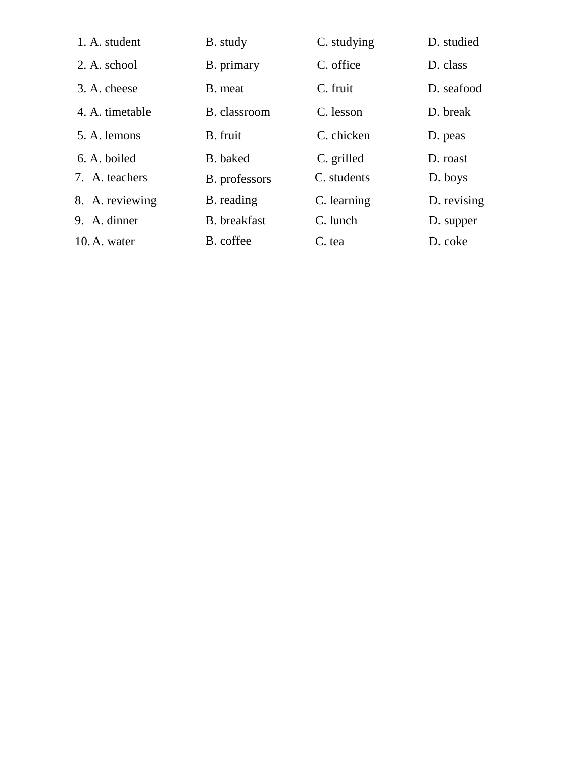1. A. student B. study C. studying D. studied
2. A. school B. primary C. office D. class
3. A. cheese B. meat C. fruit D. seafood
4. A. timetable B. classroom C. lesson D. break
5. A. lemons B. fruit C. chicken D. peas
6. A. boiled B. baked C. grilled D. roast
7. A. teachers B. professors C. students D. boys
8. A. reviewing B. reading C. learning D. revising
9. A. dinner B. breakfast C. lunch D. supper
10. A. water B. coffee C. tea D. coke